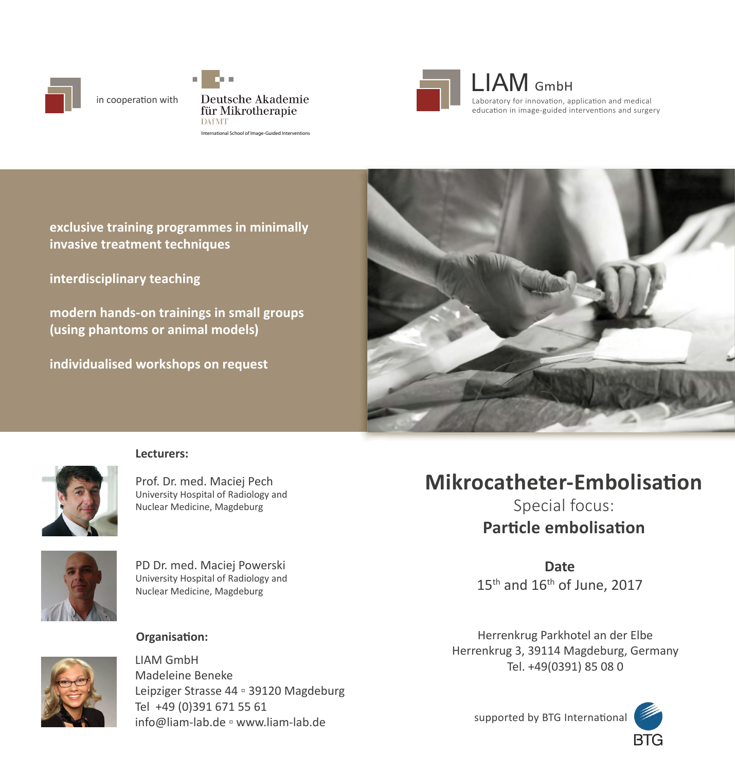in cooperation with

Deutsche Akademie für Mikrotherapie
DAfMT
International School of Image-Guided Interventions

LIAM GmbH
Laboratory for innovation, application and medical education in image-guided interventions and surgery

**exclusive training programmes in minimally invasive treatment techniques**

**interdisciplinary teaching**

**modern hands-on trainings in small groups (using phantoms or animal models)**

**individualised workshops on request**

**Lecturers:**

Prof. Dr. med. Maciej Pech
University Hospital of Radiology and Nuclear Medicine, Magdeburg

PD Dr. med. Maciej Powerski
University Hospital of Radiology and Nuclear Medicine, Magdeburg

**Organisation:**

LIAM GmbH
Madeleine Beneke
Leipziger Strasse 44 ▫ 39120 Magdeburg
Tel +49 (0)391 671 55 61
info@liam-lab.de ▫ www.liam-lab.de

# Mikrocatheter-Embolisation

Special focus:

**Particle embolisation**

**Date**

15th and 16th of June, 2017

Herrenkrug Parkhotel an der Elbe
Herrenkrug 3, 39114 Magdeburg, Germany
Tel. +49(0391) 85 08 0

supported by BTG International

BTG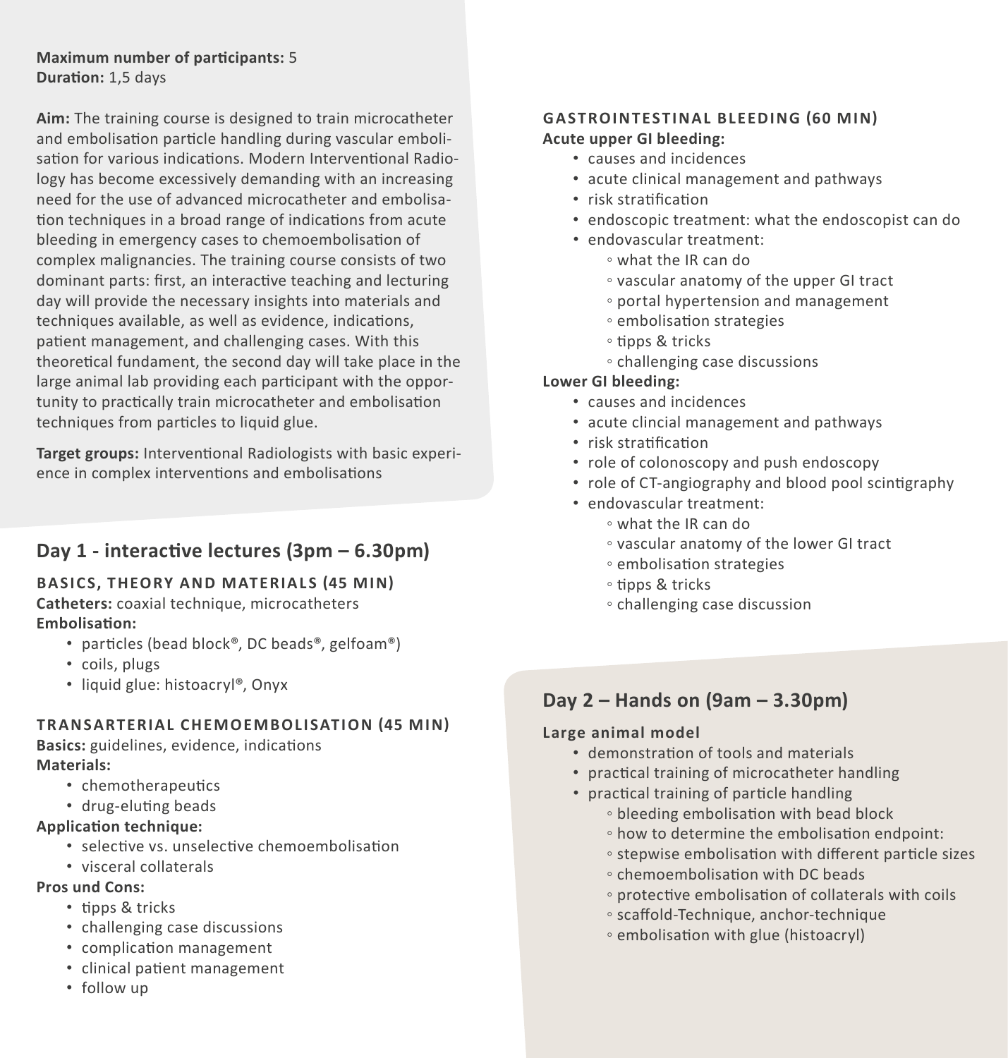**Maximum number of participants:** 5
**Duration:** 1,5 days

**Aim:** The training course is designed to train microcatheter and embolisation particle handling during vascular embolisation for various indications. Modern Interventional Radiology has become excessively demanding with an increasing need for the use of advanced microcatheter and embolisation techniques in a broad range of indications from acute bleeding in emergency cases to chemoembolisation of complex malignancies. The training course consists of two dominant parts: first, an interactive teaching and lecturing day will provide the necessary insights into materials and techniques available, as well as evidence, indications, patient management, and challenging cases. With this theoretical fundament, the second day will take place in the large animal lab providing each participant with the opportunity to practically train microcatheter and embolisation techniques from particles to liquid glue.

**Target groups:** Interventional Radiologists with basic experience in complex interventions and embolisations

## Day 1 - interactive lectures (3pm – 6.30pm)

### BASICS, THEORY AND MATERIALS (45 MIN)

**Catheters:** coaxial technique, microcatheters
**Embolisation:**

- particles (bead block®, DC beads®, gelfoam®)
- coils, plugs
- liquid glue: histoacryl®, Onyx

### TRANSARTERIAL CHEMOEMBOLISATION (45 MIN)

**Basics:** guidelines, evidence, indications
**Materials:**

- chemotherapeutics
- drug-eluting beads

**Application technique:**

- selective vs. unselective chemoembolisation
- visceral collaterals

**Pros und Cons:**

- tipps & tricks
- challenging case discussions
- complication management
- clinical patient management
- follow up

### GASTROINTESTINAL BLEEDING (60 MIN)

**Acute upper GI bleeding:**

- causes and incidences
- acute clinical management and pathways
- risk stratification
- endoscopic treatment: what the endoscopist can do
- endovascular treatment:
  - what the IR can do
  - vascular anatomy of the upper GI tract
  - portal hypertension and management
  - embolisation strategies
  - tipps & tricks
  - challenging case discussions

**Lower GI bleeding:**

- causes and incidences
- acute clincial management and pathways
- risk stratification
- role of colonoscopy and push endoscopy
- role of CT-angiography and blood pool scintigraphy
- endovascular treatment:
  - what the IR can do
  - vascular anatomy of the lower GI tract
  - embolisation strategies
  - tipps & tricks
  - challenging case discussion

## Day 2 – Hands on (9am – 3.30pm)

**Large animal model**

- demonstration of tools and materials
- practical training of microcatheter handling
- practical training of particle handling
  - bleeding embolisation with bead block
  - how to determine the embolisation endpoint:
  - stepwise embolisation with different particle sizes
  - chemoembolisation with DC beads
  - protective embolisation of collaterals with coils
  - scaffold-Technique, anchor-technique
  - embolisation with glue (histoacryl)